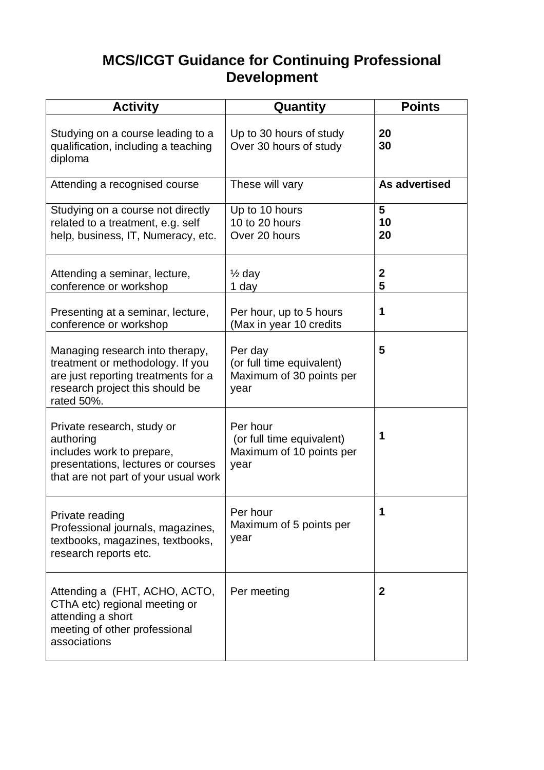# MCS/ICGT Guidance for Continuing Professional Development

| Activity | Quantity | Points |
|---|---|---|
| Studying on a course leading to a qualification, including a teaching diploma | Up to 30 hours of study<br>Over 30 hours of study | **20**<br>**30** |
| Attending a recognised course | These will vary | **As advertised** |
| Studying on a course not directly related to a treatment, e.g. self help, business, IT, Numeracy, etc. | Up to 10 hours<br>10 to 20 hours<br>Over 20 hours | **5**<br>**10**<br>**20** |
| Attending a seminar, lecture, conference or workshop | ½ day<br>1 day | **2**<br>**5** |
| Presenting at a seminar, lecture, conference or workshop | Per hour, up to 5 hours<br>(Max in year 10 credits | **1** |
| Managing research into therapy, treatment or methodology. If you are just reporting treatments for a research project this should be rated 50%. | Per day<br>(or full time equivalent)<br>Maximum of 30 points per year | **5** |
| Private research, study or authoring<br>includes work to prepare, presentations, lectures or courses that are not part of your usual work | Per hour<br>(or full time equivalent)<br>Maximum of 10 points per year | **1** |
| Private reading<br>Professional journals, magazines, textbooks, magazines, textbooks, research reports etc. | Per hour<br>Maximum of 5 points per year | **1** |
| Attending a (FHT, ACHO, ACTO, CThA etc) regional meeting or attending a short meeting of other professional associations | Per meeting | **2** |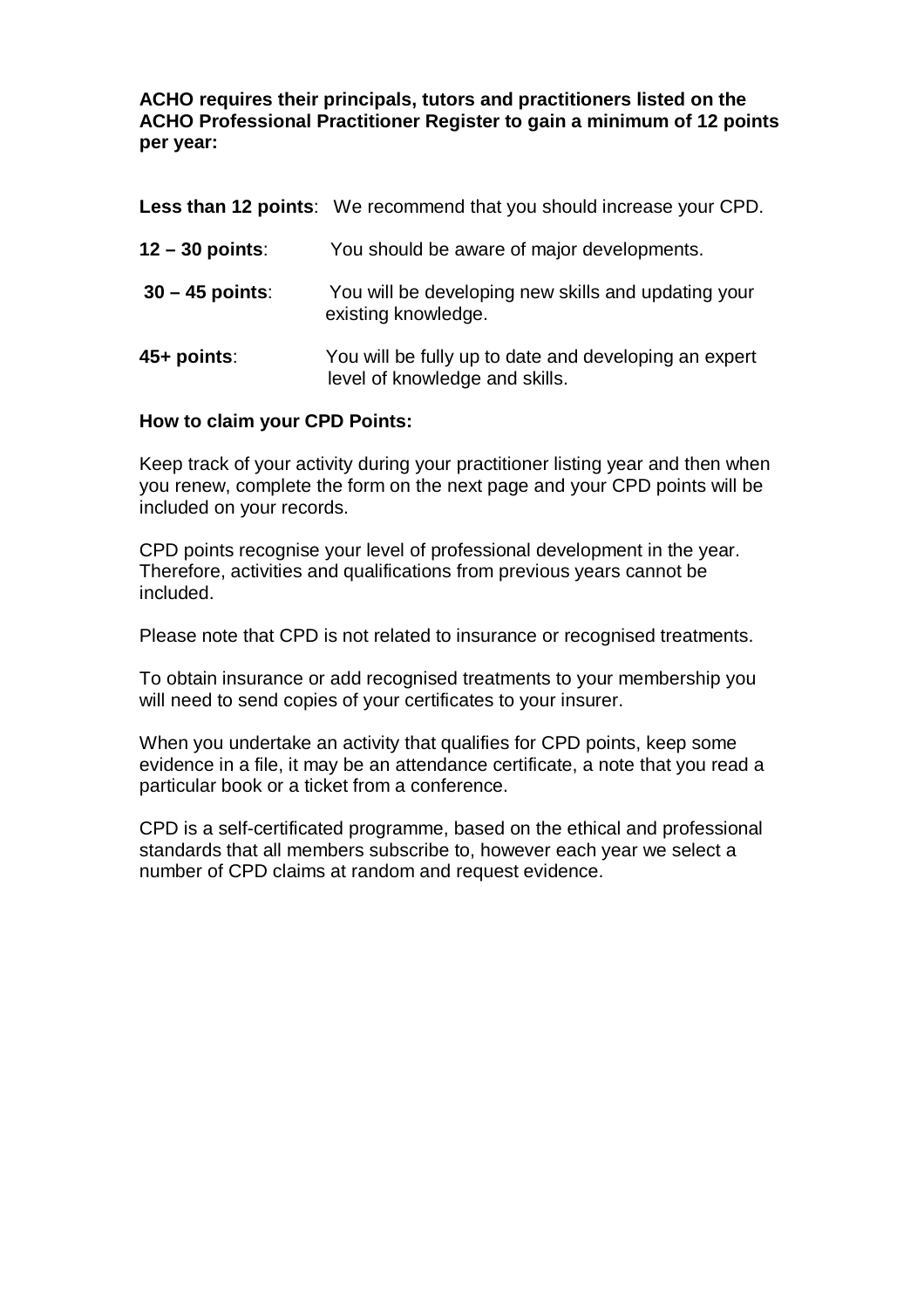**ACHO requires their principals, tutors and practitioners listed on the ACHO Professional Practitioner Register to gain a minimum of 12 points per year:**

**Less than 12 points**: We recommend that you should increase your CPD.

**12 – 30 points**: You should be aware of major developments.

**30 – 45 points**: You will be developing new skills and updating your existing knowledge.

**45+ points**: You will be fully up to date and developing an expert level of knowledge and skills.

**How to claim your CPD Points:**

Keep track of your activity during your practitioner listing year and then when you renew, complete the form on the next page and your CPD points will be included on your records.

CPD points recognise your level of professional development in the year. Therefore, activities and qualifications from previous years cannot be included.

Please note that CPD is not related to insurance or recognised treatments.

To obtain insurance or add recognised treatments to your membership you will need to send copies of your certificates to your insurer.

When you undertake an activity that qualifies for CPD points, keep some evidence in a file, it may be an attendance certificate, a note that you read a particular book or a ticket from a conference.

CPD is a self-certificated programme, based on the ethical and professional standards that all members subscribe to, however each year we select a number of CPD claims at random and request evidence.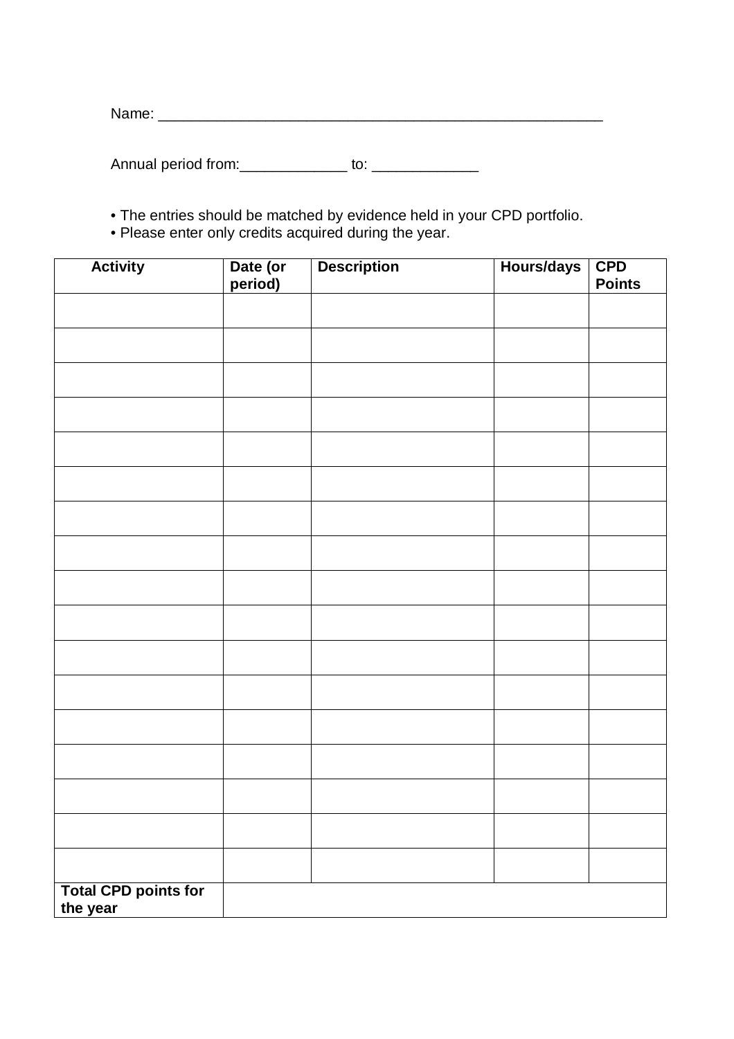Name: ________________________________________________________

Annual period from:_____________ to: _____________

- The entries should be matched by evidence held in your CPD portfolio.
- Please enter only credits acquired during the year.

| Activity | Date (or period) | Description | Hours/days | CPD Points |
|---|---|---|---|---|
| | | | | |
| | | | | |
| | | | | |
| | | | | |
| | | | | |
| | | | | |
| | | | | |
| | | | | |
| | | | | |
| | | | | |
| | | | | |
| | | | | |
| | | | | |
| | | | | |
| | | | | |
| | | | | |
| | | | | |
| **Total CPD points for the year** | | | | |